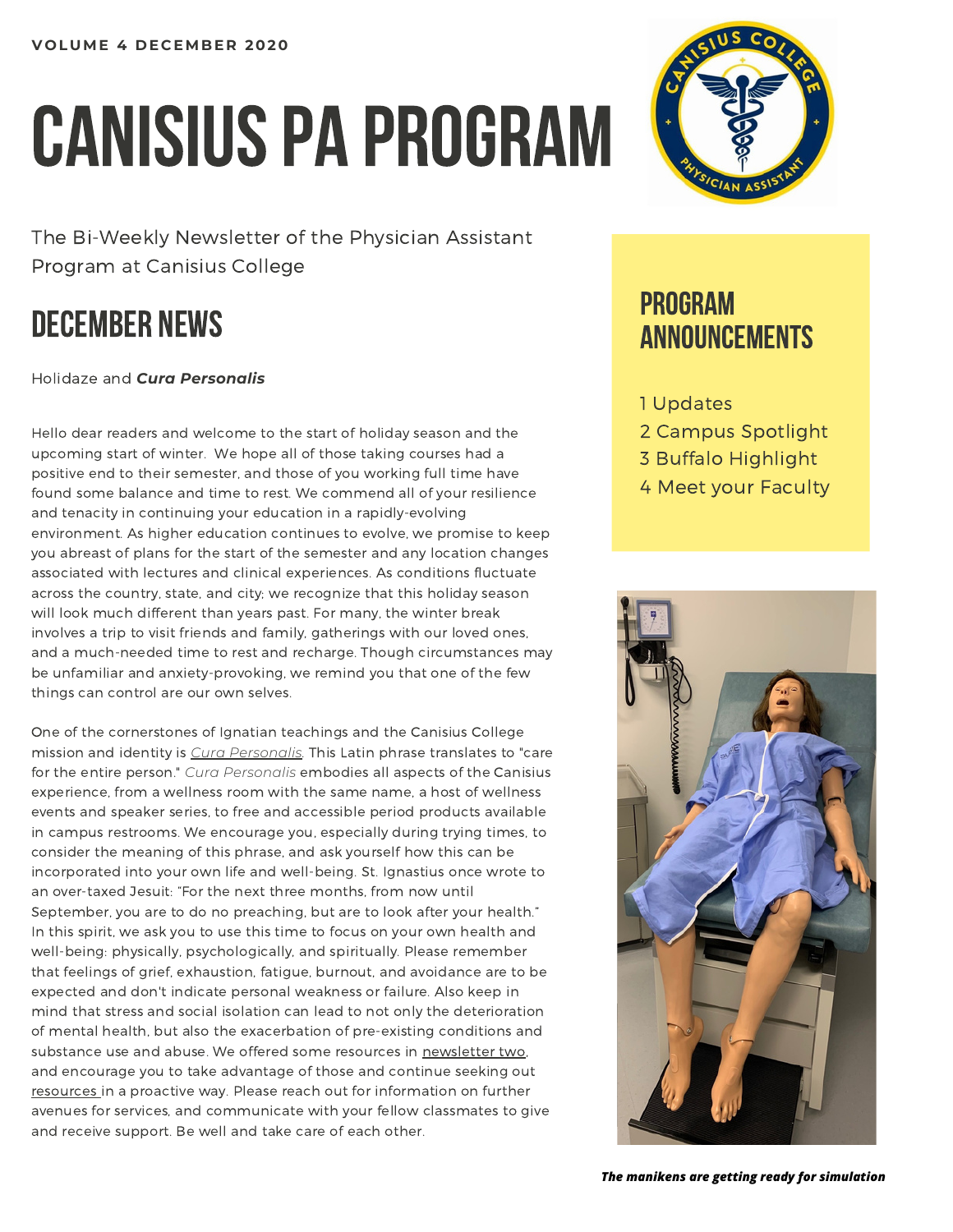VOLUME 4 DECEMBER 2020

# CANISIUS PA PROGRAM

The Bi-Weekly Newsletter of the Physician Assistant Program at Canisius College

## DECEMBER NEWS

Holidaze and ***Cura Personalis***

Hello dear readers and welcome to the start of holiday season and the upcoming start of winter. We hope all of those taking courses had a positive end to their semester, and those of you working full time have found some balance and time to rest. We commend all of your resilience and tenacity in continuing your education in a rapidly-evolving environment. As higher education continues to evolve, we promise to keep you abreast of plans for the start of the semester and any location changes associated with lectures and clinical experiences. As conditions fluctuate across the country, state, and city; we recognize that this holiday season will look much different than years past. For many, the winter break involves a trip to visit friends and family, gatherings with our loved ones, and a much-needed time to rest and recharge. Though circumstances may be unfamiliar and anxiety-provoking, we remind you that one of the few things can control are our own selves.

One of the cornerstones of Ignatian teachings and the Canisius College mission and identity is *Cura Personalis*. This Latin phrase translates to "care for the entire person." *Cura Personalis* embodies all aspects of the Canisius experience, from a wellness room with the same name, a host of wellness events and speaker series, to free and accessible period products available in campus restrooms. We encourage you, especially during trying times, to consider the meaning of this phrase, and ask yourself how this can be incorporated into your own life and well-being. St. Ignastius once wrote to an over-taxed Jesuit: "For the next three months, from now until September, you are to do no preaching, but are to look after your health." In this spirit, we ask you to use this time to focus on your own health and well-being: physically, psychologically, and spiritually. Please remember that feelings of grief, exhaustion, fatigue, burnout, and avoidance are to be expected and don't indicate personal weakness or failure. Also keep in mind that stress and social isolation can lead to not only the deterioration of mental health, but also the exacerbation of pre-existing conditions and substance use and abuse. We offered some resources in newsletter two, and encourage you to take advantage of those and continue seeking out resources in a proactive way. Please reach out for information on further avenues for services, and communicate with your fellow classmates to give and receive support. Be well and take care of each other.

## PROGRAM ANNOUNCEMENTS

1 Updates
2 Campus Spotlight
3 Buffalo Highlight
4 Meet your Faculty

***The manikens are getting ready for simulation***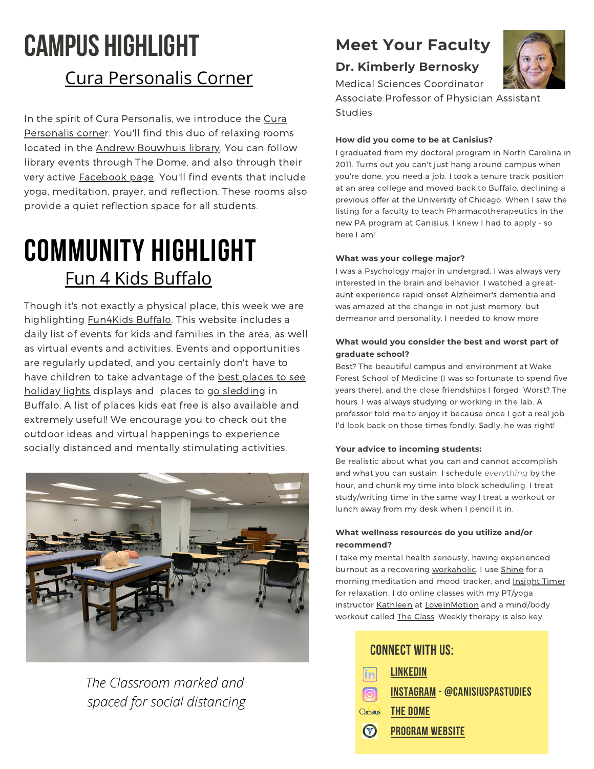# CAMPUS HIGHLIGHT

## Cura Personalis Corner

In the spirit of Cura Personalis, we introduce the Cura Personalis corner. You'll find this duo of relaxing rooms located in the Andrew Bouwhuis library. You can follow library events through The Dome, and also through their very active Facebook page. You'll find events that include yoga, meditation, prayer, and reflection. These rooms also provide a quiet reflection space for all students.

# COMMUNITY HIGHLIGHT

## Fun 4 Kids Buffalo

Though it's not exactly a physical place, this week we are highlighting Fun4Kids Buffalo. This website includes a daily list of events for kids and families in the area, as well as virtual events and activities. Events and opportunities are regularly updated, and you certainly don't have to have children to take advantage of the best places to see holiday lights displays and places to go sledding in Buffalo. A list of places kids eat free is also available and extremely useful! We encourage you to check out the outdoor ideas and virtual happenings to experience socially distanced and mentally stimulating activities.

*The Classroom marked and spaced for social distancing*

## Meet Your Faculty

### Dr. Kimberly Bernosky

Medical Sciences Coordinator
Associate Professor of Physician Assistant Studies

**How did you come to be at Canisius?**

I graduated from my doctoral program in North Carolina in 2011. Turns out you can't just hang around campus when you're done, you need a job. I took a tenure track position at an area college and moved back to Buffalo, declining a previous offer at the University of Chicago. When I saw the listing for a faculty to teach Pharmacotherapeutics in the new PA program at Canisius, I knew I had to apply - so here I am!

**What was your college major?**

I was a Psychology major in undergrad, I was always very interested in the brain and behavior. I watched a great-aunt experience rapid-onset Alzheimer's dementia and was amazed at the change in not just memory, but demeanor and personality. I needed to know more.

**What would you consider the best and worst part of graduate school?**

Best? The beautiful campus and environment at Wake Forest School of Medicine (I was so fortunate to spend five years there), and the close friendships I forged. Worst? The hours. I was always studying or working in the lab. A professor told me to enjoy it because once I got a real job I'd look back on those times fondly. Sadly, he was right!

**Your advice to incoming students:**

Be realistic about what you can and cannot accomplish and what you can sustain. I schedule *everything* by the hour, and chunk my time into block scheduling. I treat study/writing time in the same way I treat a workout or lunch away from my desk when I pencil it in.

**What wellness resources do you utilize and/or recommend?**

I take my mental health seriously, having experienced burnout as a recovering workaholic. I use Shine for a morning meditation and mood tracker, and Insight Timer for relaxation. I do online classes with my PT/yoga instructor Kathleen at LoveInMotion and a mind/body workout called The Class. Weekly therapy is also key.

**CONNECT WITH US:**

- LINKEDIN
- INSTAGRAM - @CANISIUSPASTUDIES
- THE DOME
- PROGRAM WEBSITE